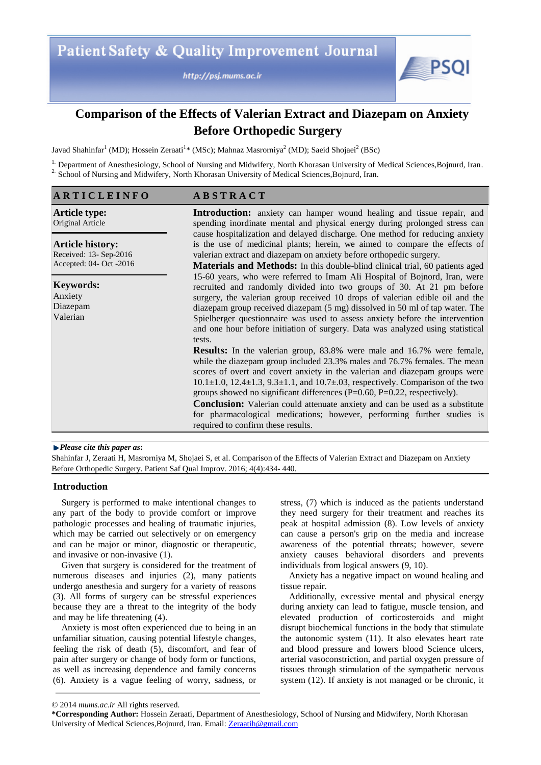# Comparison of the Effects of Valerian Extract and Diazepam on Anxiety Before Orthopedic Surgery

Javad Shahinfar[1] (MD); Hossein Zeraati[1]* (MSc); Mahnaz Masrorniya[2] (MD); Saeid Shojaei[2] (BSc)

[1] Department of Anesthesiology, School of Nursing and Midwifery, North Khorasan University of Medical Sciences,Bojnurd, Iran.
[2] School of Nursing and Midwifery, North Khorasan University of Medical Sciences,Bojnurd, Iran.

## ARTICLE INFO

**Article type:**
Original Article

**Article history:**
Received: 13- Sep-2016
Accepted: 04- Oct -2016

**Keywords:**
Anxiety
Diazepam
Valerian

## ABSTRACT

**Introduction:** anxiety can hamper wound healing and tissue repair, and spending inordinate mental and physical energy during prolonged stress can cause hospitalization and delayed discharge. One method for reducing anxiety is the use of medicinal plants; herein, we aimed to compare the effects of valerian extract and diazepam on anxiety before orthopedic surgery.

**Materials and Methods:** In this double-blind clinical trial, 60 patients aged 15-60 years, who were referred to Imam Ali Hospital of Bojnord, Iran, were recruited and randomly divided into two groups of 30. At 21 pm before surgery, the valerian group received 10 drops of valerian edible oil and the diazepam group received diazepam (5 mg) dissolved in 50 ml of tap water. The Spielberger questionnaire was used to assess anxiety before the intervention and one hour before initiation of surgery. Data was analyzed using statistical tests.

**Results:** In the valerian group, 83.8% were male and 16.7% were female, while the diazepam group included 23.3% males and 76.7% females. The mean scores of overt and covert anxiety in the valerian and diazepam groups were 10.1±1.0, 12.4±1.3, 9.3±1.1, and 10.7±.03, respectively. Comparison of the two groups showed no significant differences (P=0.60, P=0.22, respectively).

**Conclusion:** Valerian could attenuate anxiety and can be used as a substitute for pharmacological medications; however, performing further studies is required to confirm these results.

***Please cite this paper as*:**
Shahinfar J, Zeraati H, Masrorniya M, Shojaei S, et al. Comparison of the Effects of Valerian Extract and Diazepam on Anxiety Before Orthopedic Surgery. Patient Saf Qual Improv. 2016; 4(4):434- 440.

## Introduction

Surgery is performed to make intentional changes to any part of the body to provide comfort or improve pathologic processes and healing of traumatic injuries, which may be carried out selectively or on emergency and can be major or minor, diagnostic or therapeutic, and invasive or non-invasive (1).

Given that surgery is considered for the treatment of numerous diseases and injuries (2), many patients undergo anesthesia and surgery for a variety of reasons (3). All forms of surgery can be stressful experiences because they are a threat to the integrity of the body and may be life threatening (4).

Anxiety is most often experienced due to being in an unfamiliar situation, causing potential lifestyle changes, feeling the risk of death (5), discomfort, and fear of pain after surgery or change of body form or functions, as well as increasing dependence and family concerns (6). Anxiety is a vague feeling of worry, sadness, or stress, (7) which is induced as the patients understand they need surgery for their treatment and reaches its peak at hospital admission (8). Low levels of anxiety can cause a person's grip on the media and increase awareness of the potential threats; however, severe anxiety causes behavioral disorders and prevents individuals from logical answers (9, 10).

Anxiety has a negative impact on wound healing and tissue repair.

Additionally, excessive mental and physical energy during anxiety can lead to fatigue, muscle tension, and elevated production of corticosteroids and might disrupt biochemical functions in the body that stimulate the autonomic system (11). It also elevates heart rate and blood pressure and lowers blood Science ulcers, arterial vasoconstriction, and partial oxygen pressure of tissues through stimulation of the sympathetic nervous system (12). If anxiety is not managed or be chronic, it

© 2014 *mums.ac.ir* All rights reserved.

**\*Corresponding Author:** Hossein Zeraati, Department of Anesthesiology, School of Nursing and Midwifery, North Khorasan University of Medical Sciences,Bojnurd, Iran. Email: Zeraatih@gmail.com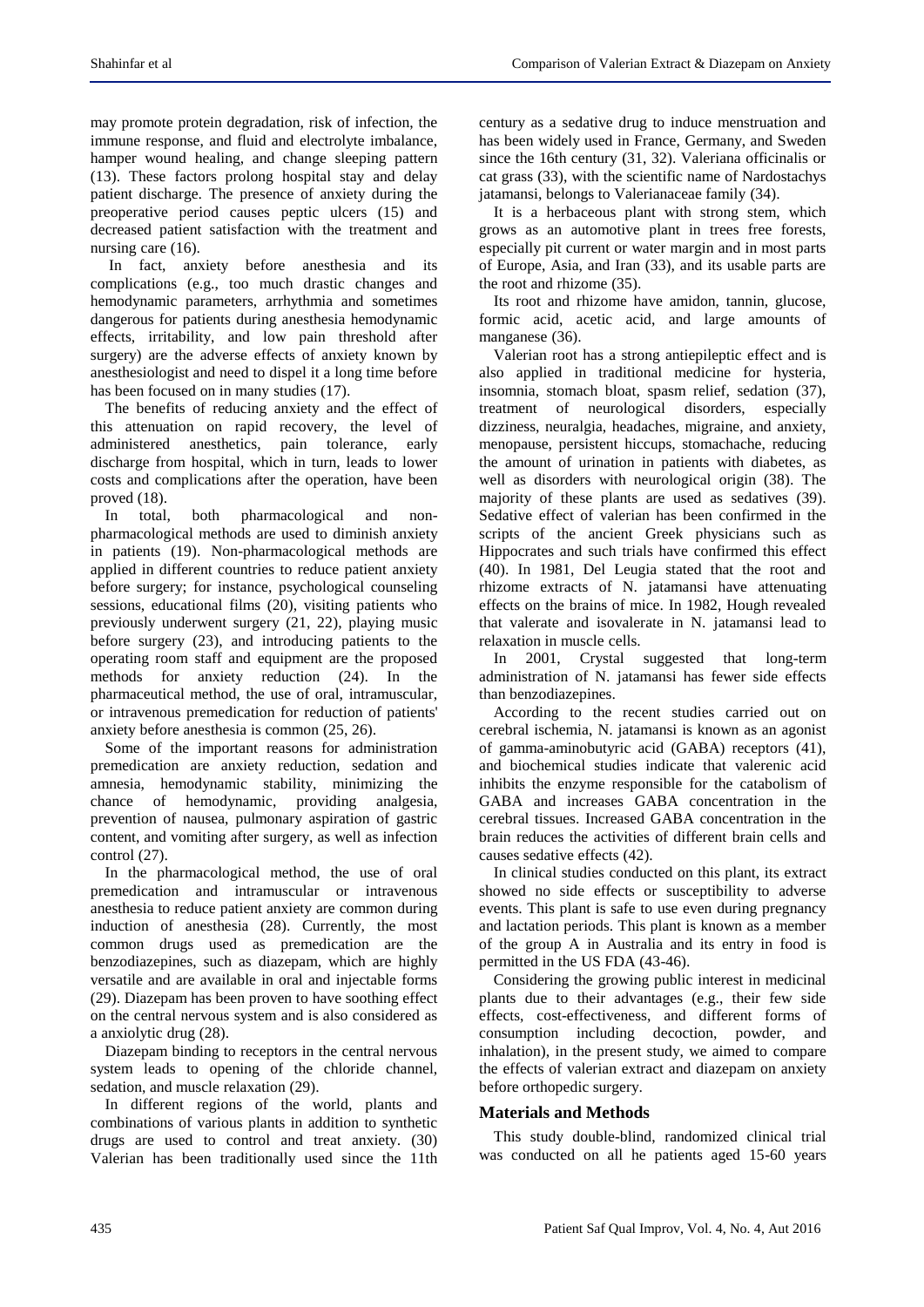may promote protein degradation, risk of infection, the immune response, and fluid and electrolyte imbalance, hamper wound healing, and change sleeping pattern (13). These factors prolong hospital stay and delay patient discharge. The presence of anxiety during the preoperative period causes peptic ulcers (15) and decreased patient satisfaction with the treatment and nursing care (16).

In fact, anxiety before anesthesia and its complications (e.g., too much drastic changes and hemodynamic parameters, arrhythmia and sometimes dangerous for patients during anesthesia hemodynamic effects, irritability, and low pain threshold after surgery) are the adverse effects of anxiety known by anesthesiologist and need to dispel it a long time before has been focused on in many studies (17).

The benefits of reducing anxiety and the effect of this attenuation on rapid recovery, the level of administered anesthetics, pain tolerance, early discharge from hospital, which in turn, leads to lower costs and complications after the operation, have been proved (18).

In total, both pharmacological and non-pharmacological methods are used to diminish anxiety in patients (19). Non-pharmacological methods are applied in different countries to reduce patient anxiety before surgery; for instance, psychological counseling sessions, educational films (20), visiting patients who previously underwent surgery (21, 22), playing music before surgery (23), and introducing patients to the operating room staff and equipment are the proposed methods for anxiety reduction (24). In the pharmaceutical method, the use of oral, intramuscular, or intravenous premedication for reduction of patients' anxiety before anesthesia is common (25, 26).

Some of the important reasons for administration premedication are anxiety reduction, sedation and amnesia, hemodynamic stability, minimizing the chance of hemodynamic, providing analgesia, prevention of nausea, pulmonary aspiration of gastric content, and vomiting after surgery, as well as infection control (27).

In the pharmacological method, the use of oral premedication and intramuscular or intravenous anesthesia to reduce patient anxiety are common during induction of anesthesia (28). Currently, the most common drugs used as premedication are the benzodiazepines, such as diazepam, which are highly versatile and are available in oral and injectable forms (29). Diazepam has been proven to have soothing effect on the central nervous system and is also considered as a anxiolytic drug (28).

Diazepam binding to receptors in the central nervous system leads to opening of the chloride channel, sedation, and muscle relaxation (29).

In different regions of the world, plants and combinations of various plants in addition to synthetic drugs are used to control and treat anxiety. (30) Valerian has been traditionally used since the 11th century as a sedative drug to induce menstruation and has been widely used in France, Germany, and Sweden since the 16th century (31, 32). Valeriana officinalis or cat grass (33), with the scientific name of Nardostachys jatamansi, belongs to Valerianaceae family (34).

It is a herbaceous plant with strong stem, which grows as an automotive plant in trees free forests, especially pit current or water margin and in most parts of Europe, Asia, and Iran (33), and its usable parts are the root and rhizome (35).

Its root and rhizome have amidon, tannin, glucose, formic acid, acetic acid, and large amounts of manganese (36).

Valerian root has a strong antiepileptic effect and is also applied in traditional medicine for hysteria, insomnia, stomach bloat, spasm relief, sedation (37), treatment of neurological disorders, especially dizziness, neuralgia, headaches, migraine, and anxiety, menopause, persistent hiccups, stomachache, reducing the amount of urination in patients with diabetes, as well as disorders with neurological origin (38). The majority of these plants are used as sedatives (39). Sedative effect of valerian has been confirmed in the scripts of the ancient Greek physicians such as Hippocrates and such trials have confirmed this effect (40). In 1981, Del Leugia stated that the root and rhizome extracts of N. jatamansi have attenuating effects on the brains of mice. In 1982, Hough revealed that valerate and isovalerate in N. jatamansi lead to relaxation in muscle cells.

In 2001, Crystal suggested that long-term administration of N. jatamansi has fewer side effects than benzodiazepines.

According to the recent studies carried out on cerebral ischemia, N. jatamansi is known as an agonist of gamma-aminobutyric acid (GABA) receptors (41), and biochemical studies indicate that valerenic acid inhibits the enzyme responsible for the catabolism of GABA and increases GABA concentration in the cerebral tissues. Increased GABA concentration in the brain reduces the activities of different brain cells and causes sedative effects (42).

In clinical studies conducted on this plant, its extract showed no side effects or susceptibility to adverse events. This plant is safe to use even during pregnancy and lactation periods. This plant is known as a member of the group A in Australia and its entry in food is permitted in the US FDA (43-46).

Considering the growing public interest in medicinal plants due to their advantages (e.g., their few side effects, cost-effectiveness, and different forms of consumption including decoction, powder, and inhalation), in the present study, we aimed to compare the effects of valerian extract and diazepam on anxiety before orthopedic surgery.

## Materials and Methods

This study double-blind, randomized clinical trial was conducted on all he patients aged 15-60 years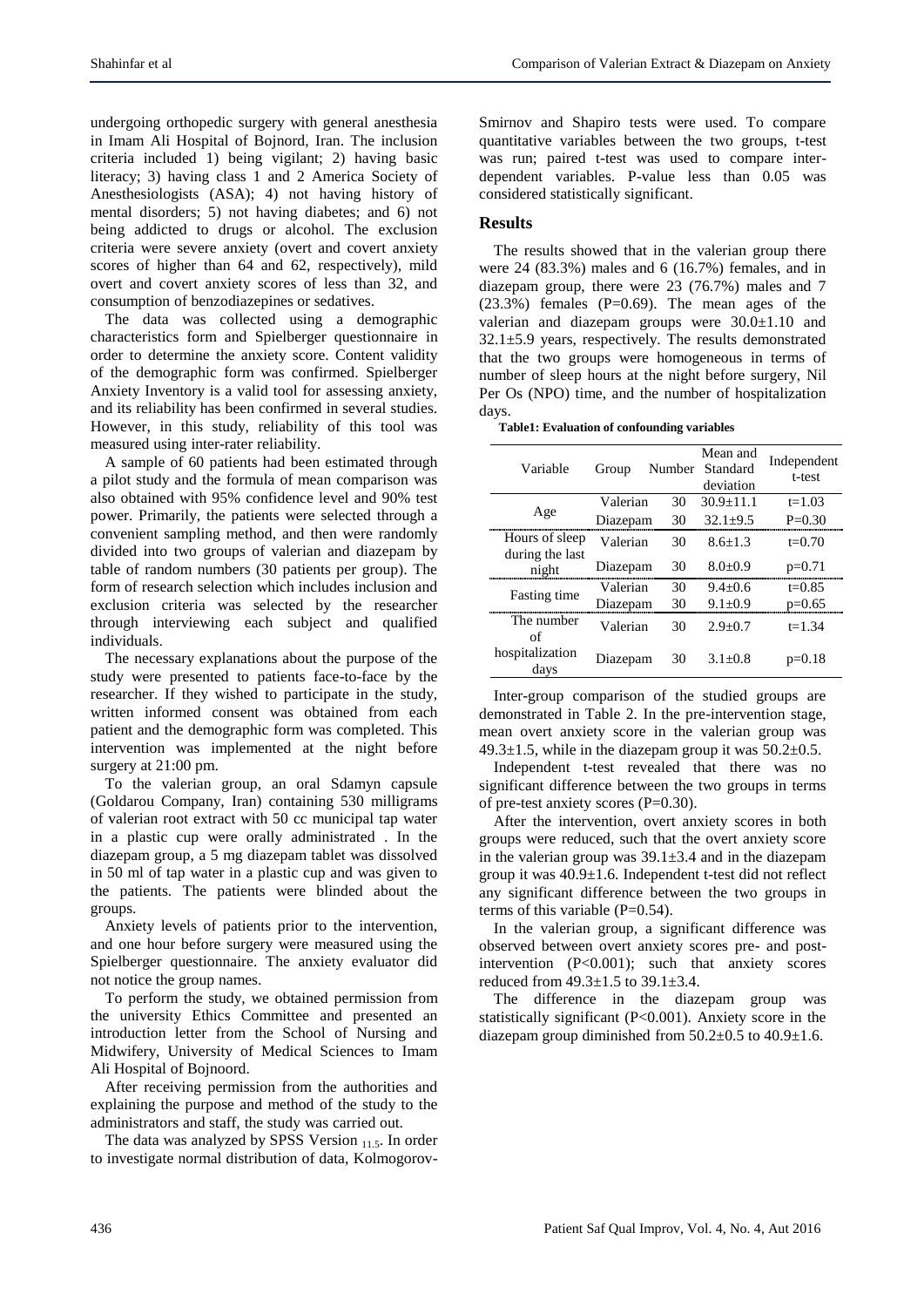undergoing orthopedic surgery with general anesthesia in Imam Ali Hospital of Bojnord, Iran. The inclusion criteria included 1) being vigilant; 2) having basic literacy; 3) having class 1 and 2 America Society of Anesthesiologists (ASA); 4) not having history of mental disorders; 5) not having diabetes; and 6) not being addicted to drugs or alcohol. The exclusion criteria were severe anxiety (overt and covert anxiety scores of higher than 64 and 62, respectively), mild overt and covert anxiety scores of less than 32, and consumption of benzodiazepines or sedatives.

The data was collected using a demographic characteristics form and Spielberger questionnaire in order to determine the anxiety score. Content validity of the demographic form was confirmed. Spielberger Anxiety Inventory is a valid tool for assessing anxiety, and its reliability has been confirmed in several studies. However, in this study, reliability of this tool was measured using inter-rater reliability.

A sample of 60 patients had been estimated through a pilot study and the formula of mean comparison was also obtained with 95% confidence level and 90% test power. Primarily, the patients were selected through a convenient sampling method, and then were randomly divided into two groups of valerian and diazepam by table of random numbers (30 patients per group). The form of research selection which includes inclusion and exclusion criteria was selected by the researcher through interviewing each subject and qualified individuals.

The necessary explanations about the purpose of the study were presented to patients face-to-face by the researcher. If they wished to participate in the study, written informed consent was obtained from each patient and the demographic form was completed. This intervention was implemented at the night before surgery at 21:00 pm.

To the valerian group, an oral Sdamyn capsule (Goldarou Company, Iran) containing 530 milligrams of valerian root extract with 50 cc municipal tap water in a plastic cup were orally administrated . In the diazepam group, a 5 mg diazepam tablet was dissolved in 50 ml of tap water in a plastic cup and was given to the patients. The patients were blinded about the groups.

Anxiety levels of patients prior to the intervention, and one hour before surgery were measured using the Spielberger questionnaire. The anxiety evaluator did not notice the group names.

To perform the study, we obtained permission from the university Ethics Committee and presented an introduction letter from the School of Nursing and Midwifery, University of Medical Sciences to Imam Ali Hospital of Bojnoord.

After receiving permission from the authorities and explaining the purpose and method of the study to the administrators and staff, the study was carried out.

The data was analyzed by SPSS Version $_{11.5}$. In order to investigate normal distribution of data, Kolmogorov-Smirnov and Shapiro tests were used. To compare quantitative variables between the two groups, t-test was run; paired t-test was used to compare inter-dependent variables. P-value less than 0.05 was considered statistically significant.

## Results

The results showed that in the valerian group there were 24 (83.3%) males and 6 (16.7%) females, and in diazepam group, there were 23 (76.7%) males and 7 (23.3%) females (P=0.69). The mean ages of the valerian and diazepam groups were 30.0±1.10 and 32.1±5.9 years, respectively. The results demonstrated that the two groups were homogeneous in terms of number of sleep hours at the night before surgery, Nil Per Os (NPO) time, and the number of hospitalization days.

**Table1: Evaluation of confounding variables**

| Variable | Group | Number | Mean and Standard deviation | Independent t-test |
|---|---|---|---|---|
| Age | Valerian | 30 | 30.9±11.1 | t=1.03 |
| | Diazepam | 30 | 32.1±9.5 | P=0.30 |
| Hours of sleep during the last night | Valerian | 30 | 8.6±1.3 | t=0.70 |
| | Diazepam | 30 | 8.0±0.9 | p=0.71 |
| Fasting time | Valerian | 30 | 9.4±0.6 | t=0.85 |
| | Diazepam | 30 | 9.1±0.9 | p=0.65 |
| The number of hospitalization days | Valerian | 30 | 2.9±0.7 | t=1.34 |
| | Diazepam | 30 | 3.1±0.8 | p=0.18 |

Inter-group comparison of the studied groups are demonstrated in Table 2. In the pre-intervention stage, mean overt anxiety score in the valerian group was 49.3±1.5, while in the diazepam group it was 50.2±0.5.

Independent t-test revealed that there was no significant difference between the two groups in terms of pre-test anxiety scores (P=0.30).

After the intervention, overt anxiety scores in both groups were reduced, such that the overt anxiety score in the valerian group was 39.1±3.4 and in the diazepam group it was 40.9±1.6. Independent t-test did not reflect any significant difference between the two groups in terms of this variable (P=0.54).

In the valerian group, a significant difference was observed between overt anxiety scores pre- and post-intervention (P<0.001); such that anxiety scores reduced from 49.3±1.5 to 39.1±3.4.

The difference in the diazepam group was statistically significant (P<0.001). Anxiety score in the diazepam group diminished from 50.2±0.5 to 40.9±1.6.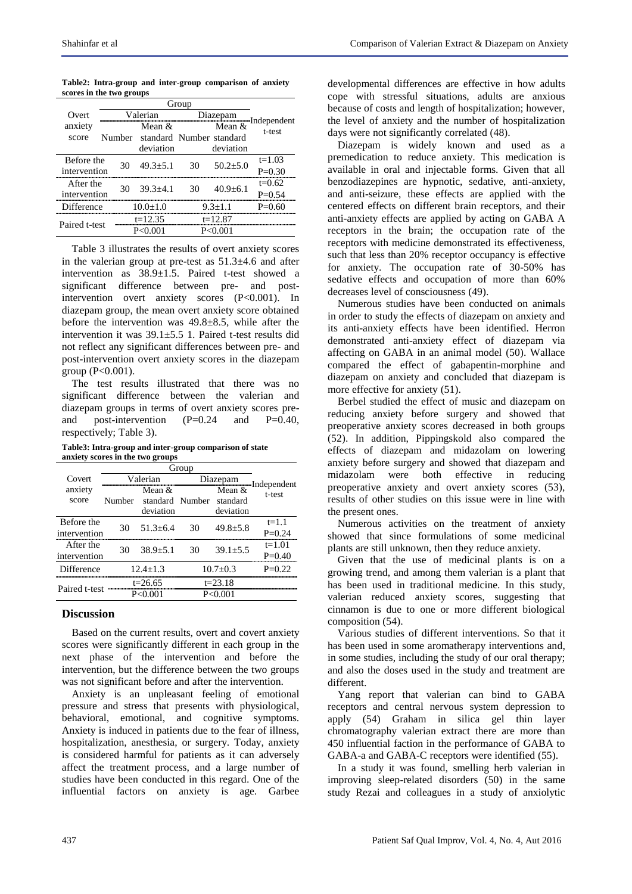**Table2: Intra-group and inter-group comparison of anxiety scores in the two groups**

| Overt anxiety score | Group | | | | Independent t-test |
|---|---|---|---|---|---|
| | Valerian | | Diazepam | | |
| | Number | Mean & standard deviation | Number | Mean & standard deviation | |
| Before the intervention | 30 | 49.3±5.1 | 30 | 50.2±5.0 | t=1.03 P=0.30 |
| After the intervention | 30 | 39.3±4.1 | 30 | 40.9±6.1 | t=0.62 P=0.54 |
| Difference | 10.0±1.0 | | 9.3±1.1 | | P=0.60 |
| Paired t-test | t=12.35 P<0.001 | | t=12.87 P<0.001 | | |

Table 3 illustrates the results of overt anxiety scores in the valerian group at pre-test as 51.3±4.6 and after intervention as 38.9±1.5. Paired t-test showed a significant difference between pre- and post-intervention overt anxiety scores (P<0.001). In diazepam group, the mean overt anxiety score obtained before the intervention was 49.8±8.5, while after the intervention it was 39.1±5.5 1. Paired t-test results did not reflect any significant differences between pre- and post-intervention overt anxiety scores in the diazepam group (P<0.001).

The test results illustrated that there was no significant difference between the valerian and diazepam groups in terms of overt anxiety scores pre- and post-intervention (P=0.24 and P=0.40, respectively; Table 3).

**Table3: Intra-group and inter-group comparison of state anxiety scores in the two groups**

| Covert anxiety score | Group | | | | Independent t-test |
|---|---|---|---|---|---|
| | Valerian | | Diazepam | | |
| | Number | Mean & standard deviation | Number | Mean & standard deviation | |
| Before the intervention | 30 | 51.3±6.4 | 30 | 49.8±5.8 | t=1.1 P=0.24 |
| After the intervention | 30 | 38.9±5.1 | 30 | 39.1±5.5 | t=1.01 P=0.40 |
| Difference | 12.4±1.3 | | 10.7±0.3 | | P=0.22 |
| Paired t-test | t=26.65 P<0.001 | | t=23.18 P<0.001 | | |

## Discussion

Based on the current results, overt and covert anxiety scores were significantly different in each group in the next phase of the intervention and before the intervention, but the difference between the two groups was not significant before and after the intervention.

Anxiety is an unpleasant feeling of emotional pressure and stress that presents with physiological, behavioral, emotional, and cognitive symptoms. Anxiety is induced in patients due to the fear of illness, hospitalization, anesthesia, or surgery. Today, anxiety is considered harmful for patients as it can adversely affect the treatment process, and a large number of studies have been conducted in this regard. One of the influential factors on anxiety is age. Garbee developmental differences are effective in how adults cope with stressful situations, adults are anxious because of costs and length of hospitalization; however, the level of anxiety and the number of hospitalization days were not significantly correlated (48).

Diazepam is widely known and used as a premedication to reduce anxiety. This medication is available in oral and injectable forms. Given that all benzodiazepines are hypnotic, sedative, anti-anxiety, and anti-seizure, these effects are applied with the centered effects on different brain receptors, and their anti-anxiety effects are applied by acting on GABA A receptors in the brain; the occupation rate of the receptors with medicine demonstrated its effectiveness, such that less than 20% receptor occupancy is effective for anxiety. The occupation rate of 30-50% has sedative effects and occupation of more than 60% decreases level of consciousness (49).

Numerous studies have been conducted on animals in order to study the effects of diazepam on anxiety and its anti-anxiety effects have been identified. Herron demonstrated anti-anxiety effect of diazepam via affecting on GABA in an animal model (50). Wallace compared the effect of gabapentin-morphine and diazepam on anxiety and concluded that diazepam is more effective for anxiety (51).

Berbel studied the effect of music and diazepam on reducing anxiety before surgery and showed that preoperative anxiety scores decreased in both groups (52). In addition, Pippingskold also compared the effects of diazepam and midazolam on lowering anxiety before surgery and showed that diazepam and midazolam were both effective in reducing preoperative anxiety and overt anxiety scores (53), results of other studies on this issue were in line with the present ones.

Numerous activities on the treatment of anxiety showed that since formulations of some medicinal plants are still unknown, then they reduce anxiety.

Given that the use of medicinal plants is on a growing trend, and among them valerian is a plant that has been used in traditional medicine. In this study, valerian reduced anxiety scores, suggesting that cinnamon is due to one or more different biological composition (54).

Various studies of different interventions. So that it has been used in some aromatherapy interventions and, in some studies, including the study of our oral therapy; and also the doses used in the study and treatment are different.

Yang report that valerian can bind to GABA receptors and central nervous system depression to apply (54) Graham in silica gel thin layer chromatography valerian extract there are more than 450 influential faction in the performance of GABA to GABA-a and GABA-C receptors were identified (55).

In a study it was found, smelling herb valerian in improving sleep-related disorders (50) in the same study Rezai and colleagues in a study of anxiolytic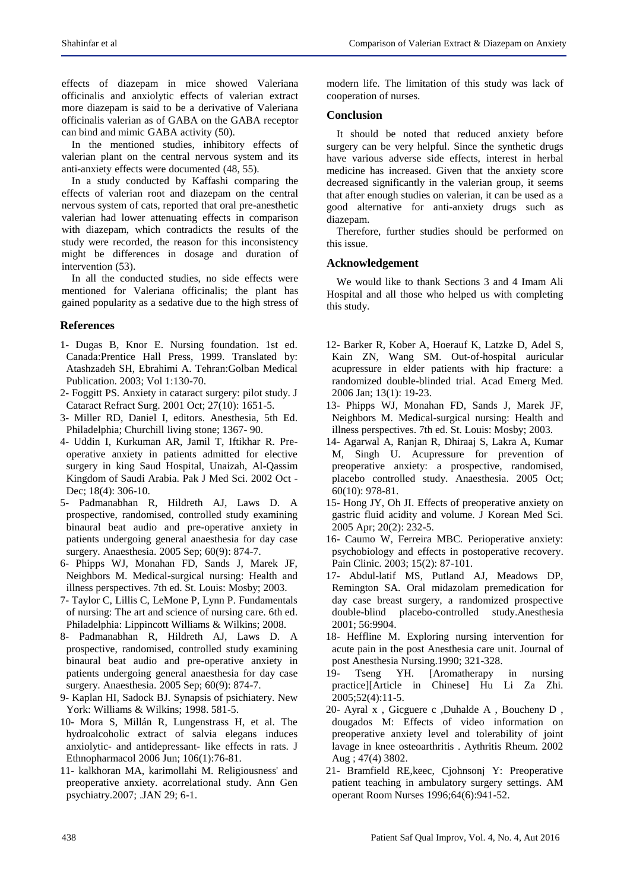effects of diazepam in mice showed Valeriana officinalis and anxiolytic effects of valerian extract more diazepam is said to be a derivative of Valeriana officinalis valerian as of GABA on the GABA receptor can bind and mimic GABA activity (50).

In the mentioned studies, inhibitory effects of valerian plant on the central nervous system and its anti-anxiety effects were documented (48, 55).

In a study conducted by Kaffashi comparing the effects of valerian root and diazepam on the central nervous system of cats, reported that oral pre-anesthetic valerian had lower attenuating effects in comparison with diazepam, which contradicts the results of the study were recorded, the reason for this inconsistency might be differences in dosage and duration of intervention (53).

In all the conducted studies, no side effects were mentioned for Valeriana officinalis; the plant has gained popularity as a sedative due to the high stress of modern life. The limitation of this study was lack of cooperation of nurses.

## Conclusion

It should be noted that reduced anxiety before surgery can be very helpful. Since the synthetic drugs have various adverse side effects, interest in herbal medicine has increased. Given that the anxiety score decreased significantly in the valerian group, it seems that after enough studies on valerian, it can be used as a good alternative for anti-anxiety drugs such as diazepam.

Therefore, further studies should be performed on this issue.

## Acknowledgement

We would like to thank Sections 3 and 4 Imam Ali Hospital and all those who helped us with completing this study.

## References

1- Dugas B, Knor E. Nursing foundation. 1st ed. Canada:Prentice Hall Press, 1999. Translated by: Atashzadeh SH, Ebrahimi A. Tehran:Golban Medical Publication. 2003; Vol 1:130-70.

2- Foggitt PS. Anxiety in cataract surgery: pilot study. J Cataract Refract Surg. 2001 Oct; 27(10): 1651-5.

3- Miller RD, Daniel I, editors. Anesthesia, 5th Ed. Philadelphia; Churchill living stone; 1367- 90.

4- Uddin I, Kurkuman AR, Jamil T, Iftikhar R. Pre-operative anxiety in patients admitted for elective surgery in king Saud Hospital, Unaizah, Al-Qassim Kingdom of Saudi Arabia. Pak J Med Sci. 2002 Oct - Dec; 18(4): 306-10.

5- Padmanabhan R, Hildreth AJ, Laws D. A prospective, randomised, controlled study examining binaural beat audio and pre-operative anxiety in patients undergoing general anaesthesia for day case surgery. Anaesthesia. 2005 Sep; 60(9): 874-7.

6- Phipps WJ, Monahan FD, Sands J, Marek JF, Neighbors M. Medical-surgical nursing: Health and illness perspectives. 7th ed. St. Louis: Mosby; 2003.

7- Taylor C, Lillis C, LeMone P, Lynn P. Fundamentals of nursing: The art and science of nursing care. 6th ed. Philadelphia: Lippincott Williams & Wilkins; 2008.

8- Padmanabhan R, Hildreth AJ, Laws D. A prospective, randomised, controlled study examining binaural beat audio and pre-operative anxiety in patients undergoing general anaesthesia for day case surgery. Anaesthesia. 2005 Sep; 60(9): 874-7.

9- Kaplan HI, Sadock BJ. Synapsis of psichiatery. New York: Williams & Wilkins; 1998. 581-5.

10- Mora S, Millán R, Lungenstrass H, et al. The hydroalcoholic extract of salvia elegans induces anxiolytic- and antidepressant- like effects in rats. J Ethnopharmacol 2006 Jun; 106(1):76-81.

11- kalkhoran MA, karimollahi M. Religiousness' and preoperative anxiety. acorrelational study. Ann Gen psychiatry.2007; .JAN 29; 6-1.

12- Barker R, Kober A, Hoerauf K, Latzke D, Adel S, Kain ZN, Wang SM. Out-of-hospital auricular acupressure in elder patients with hip fracture: a randomized double-blinded trial. Acad Emerg Med. 2006 Jan; 13(1): 19-23.

13- Phipps WJ, Monahan FD, Sands J, Marek JF, Neighbors M. Medical-surgical nursing: Health and illness perspectives. 7th ed. St. Louis: Mosby; 2003.

14- Agarwal A, Ranjan R, Dhiraaj S, Lakra A, Kumar M, Singh U. Acupressure for prevention of preoperative anxiety: a prospective, randomised, placebo controlled study. Anaesthesia. 2005 Oct; 60(10): 978-81.

15- Hong JY, Oh JI. Effects of preoperative anxiety on gastric fluid acidity and volume. J Korean Med Sci. 2005 Apr; 20(2): 232-5.

16- Caumo W, Ferreira MBC. Perioperative anxiety: psychobiology and effects in postoperative recovery. Pain Clinic. 2003; 15(2): 87-101.

17- Abdul-latif MS, Putland AJ, Meadows DP, Remington SA. Oral midazolam premedication for day case breast surgery, a randomized prospective double-blind placebo-controlled study.Anesthesia 2001; 56:9904.

18- Heffline M. Exploring nursing intervention for acute pain in the post Anesthesia care unit. Journal of post Anesthesia Nursing.1990; 321-328.

19- Tseng YH. [Aromatherapy in nursing practice][Article in Chinese] Hu Li Za Zhi. 2005;52(4):11-5.

20- Ayral x , Gicguere c ,Duhalde A , Boucheny D , dougados M: Effects of video information on preoperative anxiety level and tolerability of joint lavage in knee osteoarthritis . Aythritis Rheum. 2002 Aug ; 47(4) 3802.

21- Bramfield RE,keec, Cjohnsonj Y: Preoperative patient teaching in ambulatory surgery settings. AM operant Room Nurses 1996;64(6):941-52.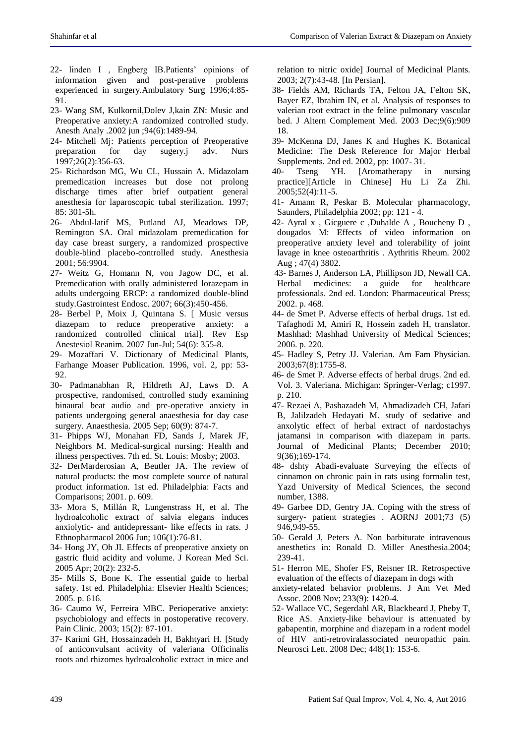22- linden I , Engberg IB.Patients' opinions of information given and post-perative problems experienced in surgery.Ambulatory Surg 1996;4:85-91.

23- Wang SM, Kulkornil,Dolev J,kain ZN: Music and Preoperative anxiety:A randomized controlled study. Anesth Analy .2002 jun ;94(6):1489-94.

24- Mitchell Mj: Patients perception of Preoperative preparation for day sugery.j adv. Nurs 1997;26(2):356-63.

25- Richardson MG, Wu CL, Hussain A. Midazolam premedication increases but dose not prolong discharge times after brief outpatient general anesthesia for laparoscopic tubal sterilization. 1997; 85: 301-5h.

26- Abdul-latif MS, Putland AJ, Meadows DP, Remington SA. Oral midazolam premedication for day case breast surgery, a randomized prospective double-blind placebo-controlled study. Anesthesia 2001; 56:9904.

27- Weitz G, Homann N, von Jagow DC, et al. Premedication with orally administered lorazepam in adults undergoing ERCP: a randomized double-blind study.Gastrointest Endosc. 2007; 66(3):450-456.

28- Berbel P, Moix J, Quintana S. [ Music versus diazepam to reduce preoperative anxiety: a randomized controlled clinical trial]. Rev Esp Anestesiol Reanim. 2007 Jun-Jul; 54(6): 355-8.

29- Mozaffari V. Dictionary of Medicinal Plants, Farhange Moaser Publication. 1996, vol. 2, pp: 53-92.

30- Padmanabhan R, Hildreth AJ, Laws D. A prospective, randomised, controlled study examining binaural beat audio and pre-operative anxiety in patients undergoing general anaesthesia for day case surgery. Anaesthesia. 2005 Sep; 60(9): 874-7.

31- Phipps WJ, Monahan FD, Sands J, Marek JF, Neighbors M. Medical-surgical nursing: Health and illness perspectives. 7th ed. St. Louis: Mosby; 2003.

32- DerMarderosian A, Beutler JA. The review of natural products: the most complete source of natural product information. 1st ed. Philadelphia: Facts and Comparisons; 2001. p. 609.

33- Mora S, Millán R, Lungenstrass H, et al. The hydroalcoholic extract of salvia elegans induces anxiolytic- and antidepressant- like effects in rats. J Ethnopharmacol 2006 Jun; 106(1):76-81.

34- Hong JY, Oh JI. Effects of preoperative anxiety on gastric fluid acidity and volume. J Korean Med Sci. 2005 Apr; 20(2): 232-5.

35- Mills S, Bone K. The essential guide to herbal safety. 1st ed. Philadelphia: Elsevier Health Sciences; 2005. p. 616.

36- Caumo W, Ferreira MBC. Perioperative anxiety: psychobiology and effects in postoperative recovery. Pain Clinic. 2003; 15(2): 87-101.

37- Karimi GH, Hossainzadeh H, Bakhtyari H. [Study of anticonvulsant activity of valeriana Officinalis roots and rhizomes hydroalcoholic extract in mice and relation to nitric oxide] Journal of Medicinal Plants. 2003; 2(7):43-48. [In Persian].

38- Fields AM, Richards TA, Felton JA, Felton SK, Bayer EZ, Ibrahim IN, et al. Analysis of responses to valerian root extract in the feline pulmonary vascular bed. J Altern Complement Med. 2003 Dec;9(6):909 18.

39- McKenna DJ, Janes K and Hughes K. Botanical Medicine: The Desk Reference for Major Herbal Supplements. 2nd ed. 2002, pp: 1007- 31.

40- Tseng YH. [Aromatherapy in nursing practice][Article in Chinese] Hu Li Za Zhi. 2005;52(4):11-5.

41- Amann R, Peskar B. Molecular pharmacology, Saunders, Philadelphia 2002; pp: 121 - 4.

42- Ayral x , Gicguere c ,Duhalde A , Boucheny D , dougados M: Effects of video information on preoperative anxiety level and tolerability of joint lavage in knee osteoarthritis . Aythritis Rheum. 2002 Aug ; 47(4) 3802.

43- Barnes J, Anderson LA, Phillipson JD, Newall CA. Herbal medicines: a guide for healthcare professionals. 2nd ed. London: Pharmaceutical Press; 2002. p. 468.

44- de Smet P. Adverse effects of herbal drugs. 1st ed. Tafaghodi M, Amiri R, Hossein zadeh H, translator. Mashhad: Mashhad University of Medical Sciences; 2006. p. 220.

45- Hadley S, Petry JJ. Valerian. Am Fam Physician. 2003;67(8):1755-8.

46- de Smet P. Adverse effects of herbal drugs. 2nd ed. Vol. 3. Valeriana. Michigan: Springer-Verlag; c1997. p. 210.

47- Rezaei A, Pashazadeh M, Ahmadizadeh CH, Jafari B, Jalilzadeh Hedayati M. study of sedative and anxolytic effect of herbal extract of nardostachys jatamansi in comparison with diazepam in parts. Journal of Medicinal Plants; December 2010; 9(36);169-174.

48- dshty Abadi-evaluate Surveying the effects of cinnamon on chronic pain in rats using formalin test, Yazd University of Medical Sciences, the second number, 1388.

49- Garbee DD, Gentry JA. Coping with the stress of surgery- patient strategies . AORNJ 2001;73 (5) 946,949-55.

50- Gerald J, Peters A. Non barbiturate intravenous anesthetics in: Ronald D. Miller Anesthesia.2004; 239-41.

51- Herron ME, Shofer FS, Reisner IR. Retrospective evaluation of the effects of diazepam in dogs with anxiety-related behavior problems. J Am Vet Med Assoc. 2008 Nov; 233(9): 1420-4.

52- Wallace VC, Segerdahl AR, Blackbeard J, Pheby T, Rice AS. Anxiety-like behaviour is attenuated by gabapentin, morphine and diazepam in a rodent model of HIV anti-retroviralassociated neuropathic pain. Neurosci Lett. 2008 Dec; 448(1): 153-6.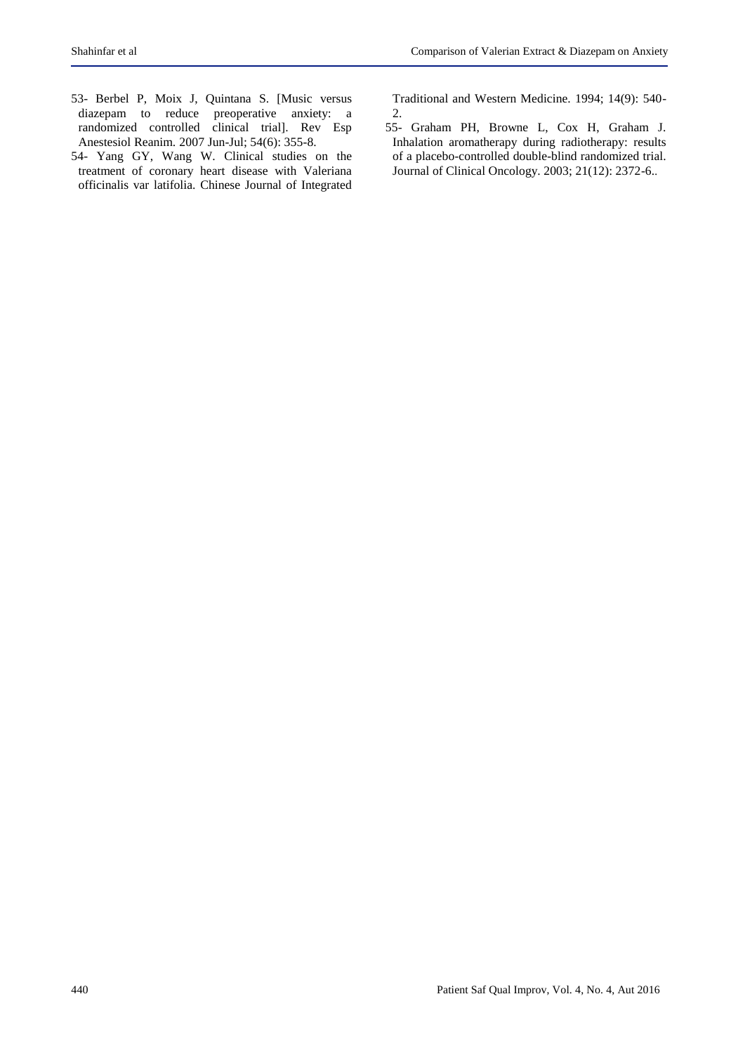53- Berbel P, Moix J, Quintana S. [Music versus diazepam to reduce preoperative anxiety: a randomized controlled clinical trial]. Rev Esp Anestesiol Reanim. 2007 Jun-Jul; 54(6): 355-8.

54- Yang GY, Wang W. Clinical studies on the treatment of coronary heart disease with Valeriana officinalis var latifolia. Chinese Journal of Integrated Traditional and Western Medicine. 1994; 14(9): 540-2.

55- Graham PH, Browne L, Cox H, Graham J. Inhalation aromatherapy during radiotherapy: results of a placebo-controlled double-blind randomized trial. Journal of Clinical Oncology. 2003; 21(12): 2372-6..